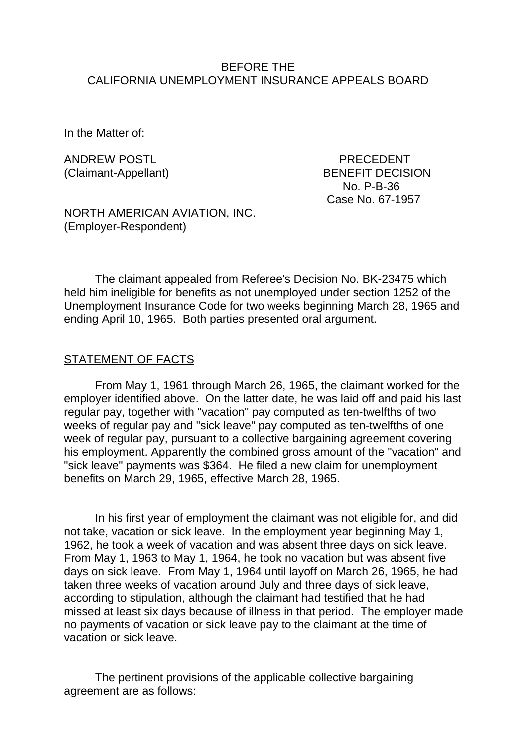BEFORE THE
CALIFORNIA UNEMPLOYMENT INSURANCE APPEALS BOARD

In the Matter of:

ANDREW POSTL
(Claimant-Appellant)

PRECEDENT
BENEFIT DECISION
No. P-B-36
Case No. 67-1957

NORTH AMERICAN AVIATION, INC.
(Employer-Respondent)

The claimant appealed from Referee's Decision No. BK-23475 which held him ineligible for benefits as not unemployed under section 1252 of the Unemployment Insurance Code for two weeks beginning March 28, 1965 and ending April 10, 1965. Both parties presented oral argument.

## STATEMENT OF FACTS

From May 1, 1961 through March 26, 1965, the claimant worked for the employer identified above. On the latter date, he was laid off and paid his last regular pay, together with "vacation" pay computed as ten-twelfths of two weeks of regular pay and "sick leave" pay computed as ten-twelfths of one week of regular pay, pursuant to a collective bargaining agreement covering his employment. Apparently the combined gross amount of the "vacation" and "sick leave" payments was $364. He filed a new claim for unemployment benefits on March 29, 1965, effective March 28, 1965.

In his first year of employment the claimant was not eligible for, and did not take, vacation or sick leave. In the employment year beginning May 1, 1962, he took a week of vacation and was absent three days on sick leave. From May 1, 1963 to May 1, 1964, he took no vacation but was absent five days on sick leave. From May 1, 1964 until layoff on March 26, 1965, he had taken three weeks of vacation around July and three days of sick leave, according to stipulation, although the claimant had testified that he had missed at least six days because of illness in that period. The employer made no payments of vacation or sick leave pay to the claimant at the time of vacation or sick leave.

The pertinent provisions of the applicable collective bargaining agreement are as follows: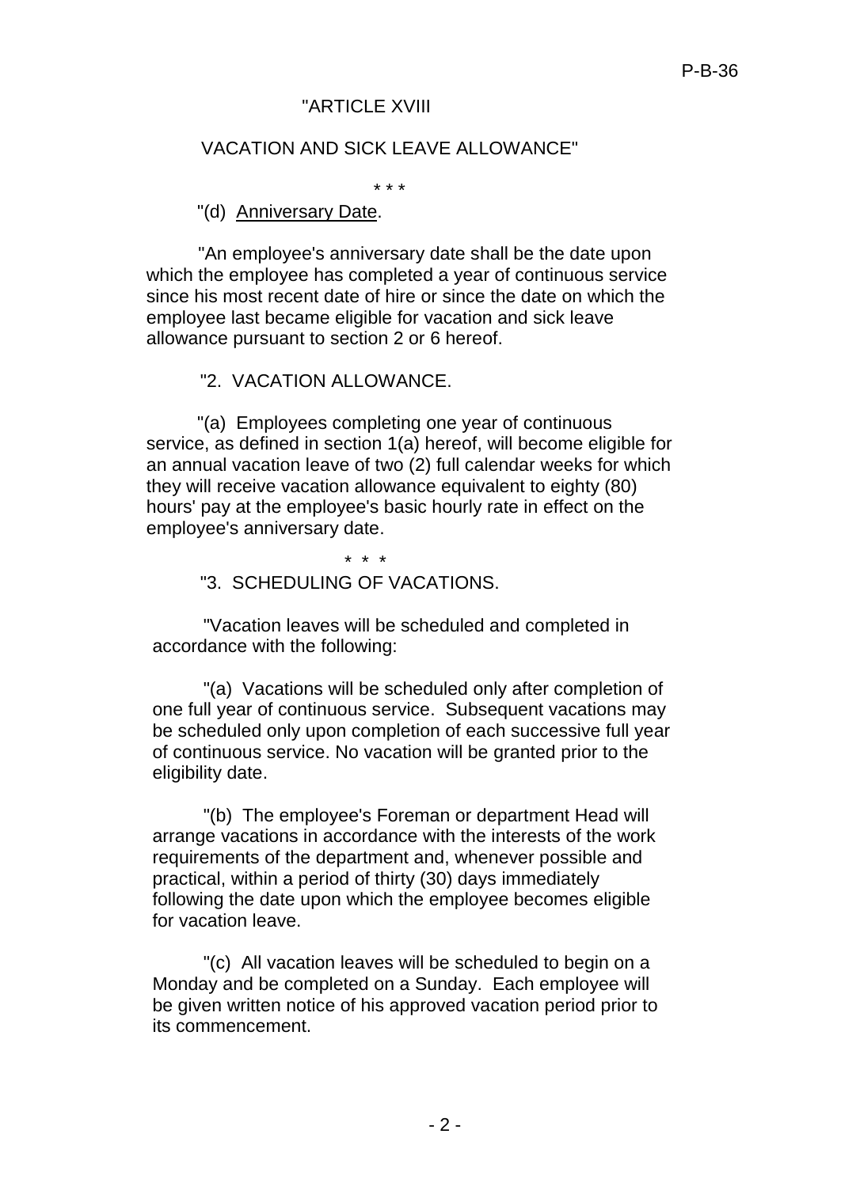"ARTICLE XVIII

VACATION AND SICK LEAVE ALLOWANCE"

\* \* \*

"(d) Anniversary Date.

"An employee's anniversary date shall be the date upon which the employee has completed a year of continuous service since his most recent date of hire or since the date on which the employee last became eligible for vacation and sick leave allowance pursuant to section 2 or 6 hereof.

"2. VACATION ALLOWANCE.

"(a) Employees completing one year of continuous service, as defined in section 1(a) hereof, will become eligible for an annual vacation leave of two (2) full calendar weeks for which they will receive vacation allowance equivalent to eighty (80) hours' pay at the employee's basic hourly rate in effect on the employee's anniversary date.

\* \* \*

"3. SCHEDULING OF VACATIONS.

"Vacation leaves will be scheduled and completed in accordance with the following:

"(a) Vacations will be scheduled only after completion of one full year of continuous service. Subsequent vacations may be scheduled only upon completion of each successive full year of continuous service. No vacation will be granted prior to the eligibility date.

"(b) The employee's Foreman or department Head will arrange vacations in accordance with the interests of the work requirements of the department and, whenever possible and practical, within a period of thirty (30) days immediately following the date upon which the employee becomes eligible for vacation leave.

"(c) All vacation leaves will be scheduled to begin on a Monday and be completed on a Sunday. Each employee will be given written notice of his approved vacation period prior to its commencement.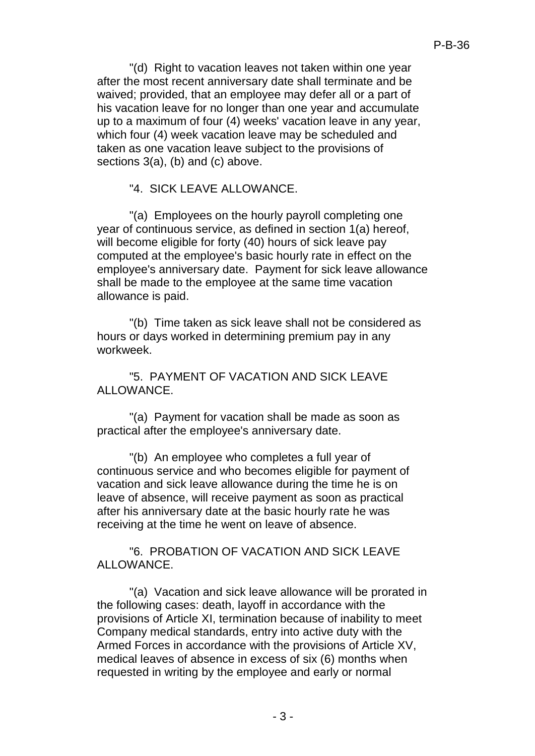"(d) Right to vacation leaves not taken within one year after the most recent anniversary date shall terminate and be waived; provided, that an employee may defer all or a part of his vacation leave for no longer than one year and accumulate up to a maximum of four (4) weeks' vacation leave in any year, which four (4) week vacation leave may be scheduled and taken as one vacation leave subject to the provisions of sections 3(a), (b) and (c) above.

"4. SICK LEAVE ALLOWANCE.

"(a) Employees on the hourly payroll completing one year of continuous service, as defined in section 1(a) hereof, will become eligible for forty (40) hours of sick leave pay computed at the employee's basic hourly rate in effect on the employee's anniversary date. Payment for sick leave allowance shall be made to the employee at the same time vacation allowance is paid.

"(b) Time taken as sick leave shall not be considered as hours or days worked in determining premium pay in any workweek.

"5. PAYMENT OF VACATION AND SICK LEAVE ALLOWANCE.

"(a) Payment for vacation shall be made as soon as practical after the employee's anniversary date.

"(b) An employee who completes a full year of continuous service and who becomes eligible for payment of vacation and sick leave allowance during the time he is on leave of absence, will receive payment as soon as practical after his anniversary date at the basic hourly rate he was receiving at the time he went on leave of absence.

"6. PROBATION OF VACATION AND SICK LEAVE ALLOWANCE.

"(a) Vacation and sick leave allowance will be prorated in the following cases: death, layoff in accordance with the provisions of Article XI, termination because of inability to meet Company medical standards, entry into active duty with the Armed Forces in accordance with the provisions of Article XV, medical leaves of absence in excess of six (6) months when requested in writing by the employee and early or normal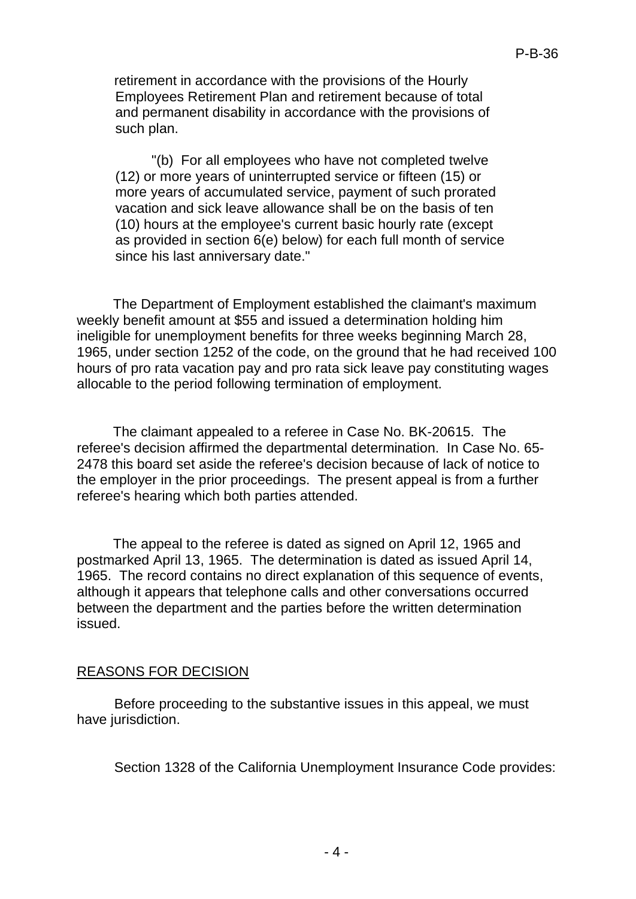retirement in accordance with the provisions of the Hourly Employees Retirement Plan and retirement because of total and permanent disability in accordance with the provisions of such plan.

"(b) For all employees who have not completed twelve (12) or more years of uninterrupted service or fifteen (15) or more years of accumulated service, payment of such prorated vacation and sick leave allowance shall be on the basis of ten (10) hours at the employee's current basic hourly rate (except as provided in section 6(e) below) for each full month of service since his last anniversary date."

The Department of Employment established the claimant's maximum weekly benefit amount at $55 and issued a determination holding him ineligible for unemployment benefits for three weeks beginning March 28, 1965, under section 1252 of the code, on the ground that he had received 100 hours of pro rata vacation pay and pro rata sick leave pay constituting wages allocable to the period following termination of employment.

The claimant appealed to a referee in Case No. BK-20615. The referee's decision affirmed the departmental determination. In Case No. 65-2478 this board set aside the referee's decision because of lack of notice to the employer in the prior proceedings. The present appeal is from a further referee's hearing which both parties attended.

The appeal to the referee is dated as signed on April 12, 1965 and postmarked April 13, 1965. The determination is dated as issued April 14, 1965. The record contains no direct explanation of this sequence of events, although it appears that telephone calls and other conversations occurred between the department and the parties before the written determination issued.

## REASONS FOR DECISION

Before proceeding to the substantive issues in this appeal, we must have jurisdiction.

Section 1328 of the California Unemployment Insurance Code provides: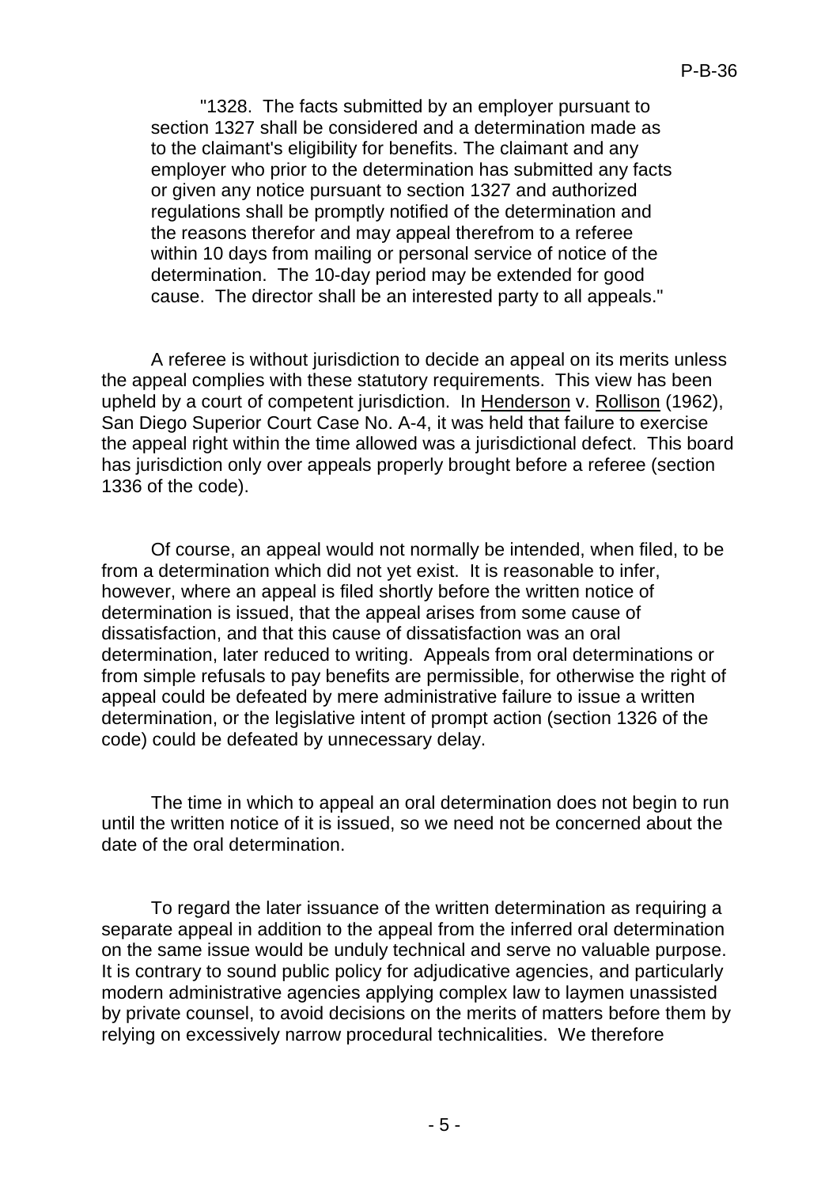"1328. The facts submitted by an employer pursuant to section 1327 shall be considered and a determination made as to the claimant's eligibility for benefits. The claimant and any employer who prior to the determination has submitted any facts or given any notice pursuant to section 1327 and authorized regulations shall be promptly notified of the determination and the reasons therefor and may appeal therefrom to a referee within 10 days from mailing or personal service of notice of the determination. The 10-day period may be extended for good cause. The director shall be an interested party to all appeals."

A referee is without jurisdiction to decide an appeal on its merits unless the appeal complies with these statutory requirements. This view has been upheld by a court of competent jurisdiction. In Henderson v. Rollison (1962), San Diego Superior Court Case No. A-4, it was held that failure to exercise the appeal right within the time allowed was a jurisdictional defect. This board has jurisdiction only over appeals properly brought before a referee (section 1336 of the code).

Of course, an appeal would not normally be intended, when filed, to be from a determination which did not yet exist. It is reasonable to infer, however, where an appeal is filed shortly before the written notice of determination is issued, that the appeal arises from some cause of dissatisfaction, and that this cause of dissatisfaction was an oral determination, later reduced to writing. Appeals from oral determinations or from simple refusals to pay benefits are permissible, for otherwise the right of appeal could be defeated by mere administrative failure to issue a written determination, or the legislative intent of prompt action (section 1326 of the code) could be defeated by unnecessary delay.

The time in which to appeal an oral determination does not begin to run until the written notice of it is issued, so we need not be concerned about the date of the oral determination.

To regard the later issuance of the written determination as requiring a separate appeal in addition to the appeal from the inferred oral determination on the same issue would be unduly technical and serve no valuable purpose. It is contrary to sound public policy for adjudicative agencies, and particularly modern administrative agencies applying complex law to laymen unassisted by private counsel, to avoid decisions on the merits of matters before them by relying on excessively narrow procedural technicalities. We therefore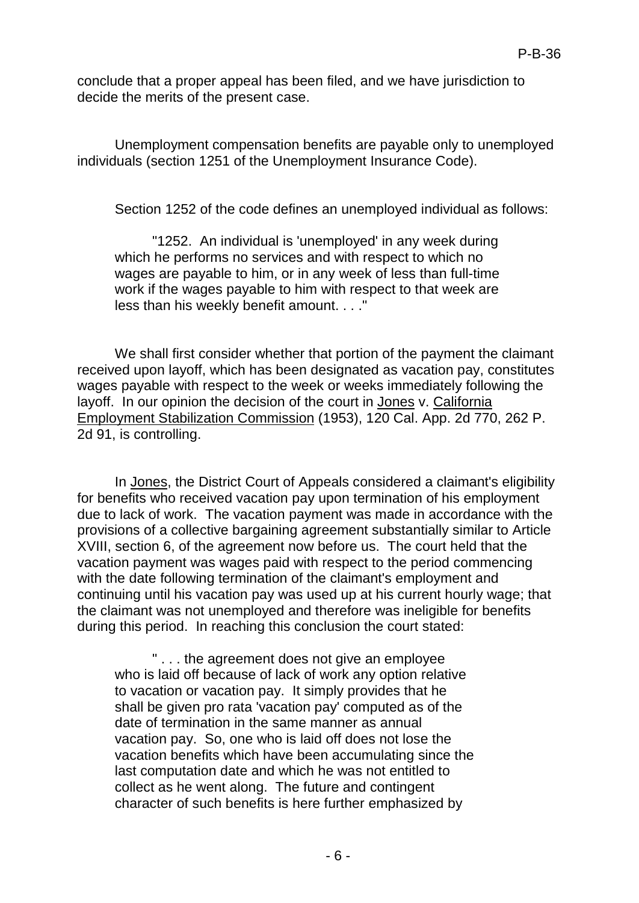conclude that a proper appeal has been filed, and we have jurisdiction to decide the merits of the present case.

Unemployment compensation benefits are payable only to unemployed individuals (section 1251 of the Unemployment Insurance Code).

Section 1252 of the code defines an unemployed individual as follows:

> "1252. An individual is 'unemployed' in any week during which he performs no services and with respect to which no wages are payable to him, or in any week of less than full-time work if the wages payable to him with respect to that week are less than his weekly benefit amount. . . ."

We shall first consider whether that portion of the payment the claimant received upon layoff, which has been designated as vacation pay, constitutes wages payable with respect to the week or weeks immediately following the layoff. In our opinion the decision of the court in Jones v. California Employment Stabilization Commission (1953), 120 Cal. App. 2d 770, 262 P. 2d 91, is controlling.

In Jones, the District Court of Appeals considered a claimant's eligibility for benefits who received vacation pay upon termination of his employment due to lack of work. The vacation payment was made in accordance with the provisions of a collective bargaining agreement substantially similar to Article XVIII, section 6, of the agreement now before us. The court held that the vacation payment was wages paid with respect to the period commencing with the date following termination of the claimant's employment and continuing until his vacation pay was used up at his current hourly wage; that the claimant was not unemployed and therefore was ineligible for benefits during this period. In reaching this conclusion the court stated:

> " . . . the agreement does not give an employee who is laid off because of lack of work any option relative to vacation or vacation pay. It simply provides that he shall be given pro rata 'vacation pay' computed as of the date of termination in the same manner as annual vacation pay. So, one who is laid off does not lose the vacation benefits which have been accumulating since the last computation date and which he was not entitled to collect as he went along. The future and contingent character of such benefits is here further emphasized by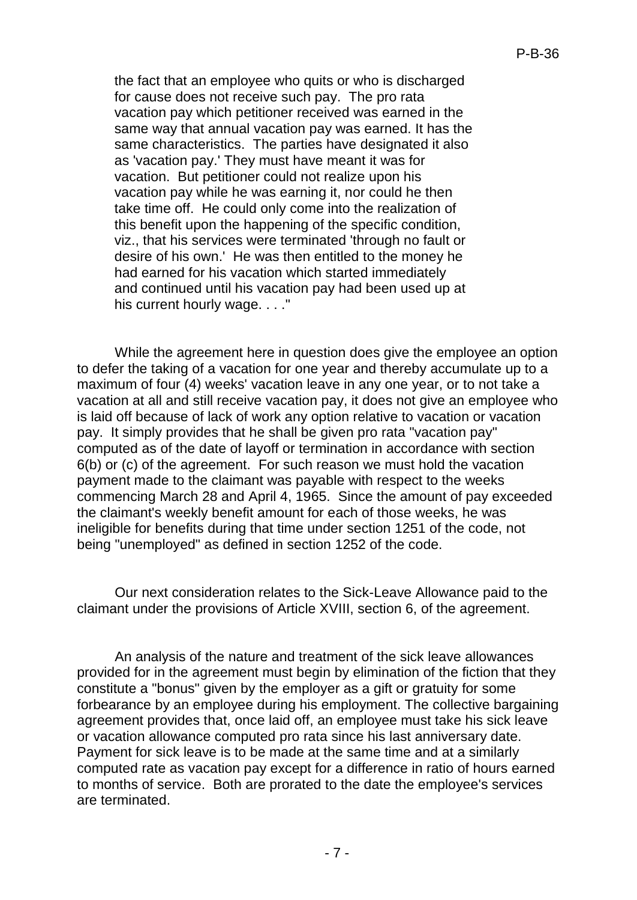> the fact that an employee who quits or who is discharged for cause does not receive such pay. The pro rata vacation pay which petitioner received was earned in the same way that annual vacation pay was earned. It has the same characteristics. The parties have designated it also as 'vacation pay.' They must have meant it was for vacation. But petitioner could not realize upon his vacation pay while he was earning it, nor could he then take time off. He could only come into the realization of this benefit upon the happening of the specific condition, viz., that his services were terminated 'through no fault or desire of his own.' He was then entitled to the money he had earned for his vacation which started immediately and continued until his vacation pay had been used up at his current hourly wage. . . ."

While the agreement here in question does give the employee an option to defer the taking of a vacation for one year and thereby accumulate up to a maximum of four (4) weeks' vacation leave in any one year, or to not take a vacation at all and still receive vacation pay, it does not give an employee who is laid off because of lack of work any option relative to vacation or vacation pay. It simply provides that he shall be given pro rata "vacation pay" computed as of the date of layoff or termination in accordance with section 6(b) or (c) of the agreement. For such reason we must hold the vacation payment made to the claimant was payable with respect to the weeks commencing March 28 and April 4, 1965. Since the amount of pay exceeded the claimant's weekly benefit amount for each of those weeks, he was ineligible for benefits during that time under section 1251 of the code, not being "unemployed" as defined in section 1252 of the code.

Our next consideration relates to the Sick-Leave Allowance paid to the claimant under the provisions of Article XVIII, section 6, of the agreement.

An analysis of the nature and treatment of the sick leave allowances provided for in the agreement must begin by elimination of the fiction that they constitute a "bonus" given by the employer as a gift or gratuity for some forbearance by an employee during his employment. The collective bargaining agreement provides that, once laid off, an employee must take his sick leave or vacation allowance computed pro rata since his last anniversary date. Payment for sick leave is to be made at the same time and at a similarly computed rate as vacation pay except for a difference in ratio of hours earned to months of service. Both are prorated to the date the employee's services are terminated.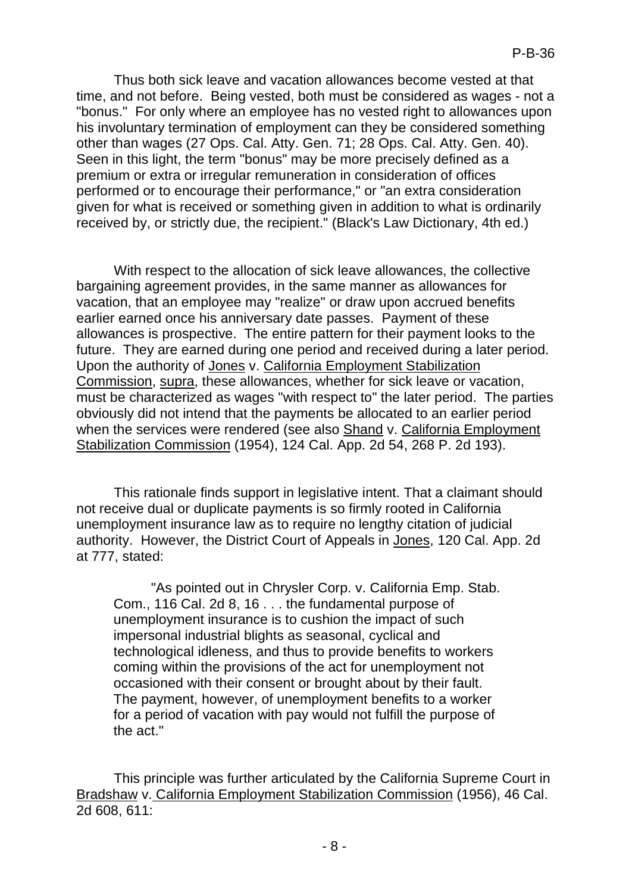Thus both sick leave and vacation allowances become vested at that time, and not before. Being vested, both must be considered as wages - not a "bonus." For only where an employee has no vested right to allowances upon his involuntary termination of employment can they be considered something other than wages (27 Ops. Cal. Atty. Gen. 71; 28 Ops. Cal. Atty. Gen. 40). Seen in this light, the term "bonus" may be more precisely defined as a premium or extra or irregular remuneration in consideration of offices performed or to encourage their performance," or "an extra consideration given for what is received or something given in addition to what is ordinarily received by, or strictly due, the recipient." (Black's Law Dictionary, 4th ed.)

With respect to the allocation of sick leave allowances, the collective bargaining agreement provides, in the same manner as allowances for vacation, that an employee may "realize" or draw upon accrued benefits earlier earned once his anniversary date passes. Payment of these allowances is prospective. The entire pattern for their payment looks to the future. They are earned during one period and received during a later period. Upon the authority of Jones v. California Employment Stabilization Commission, supra, these allowances, whether for sick leave or vacation, must be characterized as wages "with respect to" the later period. The parties obviously did not intend that the payments be allocated to an earlier period when the services were rendered (see also Shand v. California Employment Stabilization Commission (1954), 124 Cal. App. 2d 54, 268 P. 2d 193).

This rationale finds support in legislative intent. That a claimant should not receive dual or duplicate payments is so firmly rooted in California unemployment insurance law as to require no lengthy citation of judicial authority. However, the District Court of Appeals in Jones, 120 Cal. App. 2d at 777, stated:

> "As pointed out in Chrysler Corp. v. California Emp. Stab. Com., 116 Cal. 2d 8, 16 . . . the fundamental purpose of unemployment insurance is to cushion the impact of such impersonal industrial blights as seasonal, cyclical and technological idleness, and thus to provide benefits to workers coming within the provisions of the act for unemployment not occasioned with their consent or brought about by their fault. The payment, however, of unemployment benefits to a worker for a period of vacation with pay would not fulfill the purpose of the act."

This principle was further articulated by the California Supreme Court in Bradshaw v. California Employment Stabilization Commission (1956), 46 Cal. 2d 608, 611: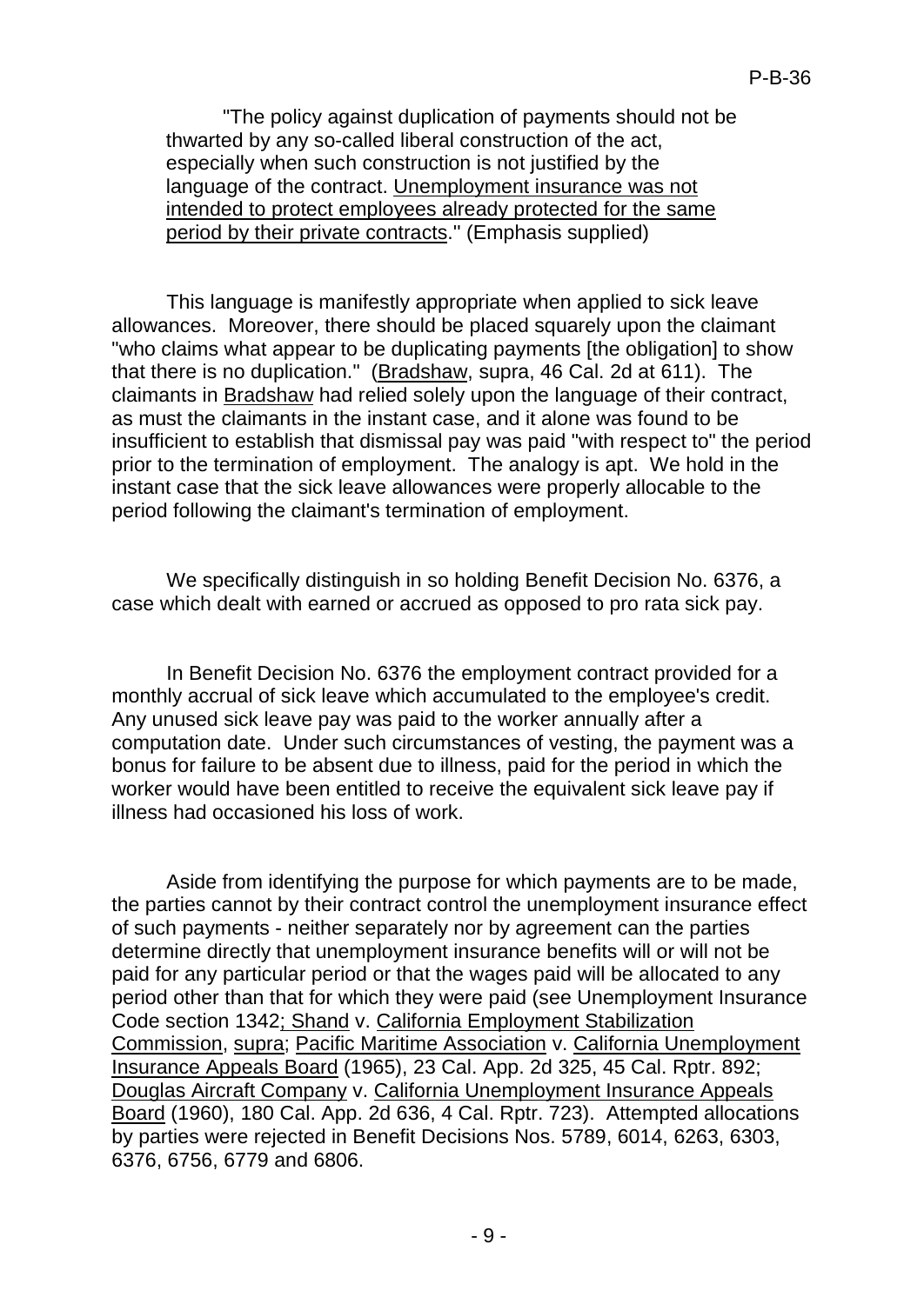> "The policy against duplication of payments should not be thwarted by any so-called liberal construction of the act, especially when such construction is not justified by the language of the contract. Unemployment insurance was not intended to protect employees already protected for the same period by their private contracts." (Emphasis supplied)

This language is manifestly appropriate when applied to sick leave allowances. Moreover, there should be placed squarely upon the claimant "who claims what appear to be duplicating payments [the obligation] to show that there is no duplication." (Bradshaw, supra, 46 Cal. 2d at 611). The claimants in Bradshaw had relied solely upon the language of their contract, as must the claimants in the instant case, and it alone was found to be insufficient to establish that dismissal pay was paid "with respect to" the period prior to the termination of employment. The analogy is apt. We hold in the instant case that the sick leave allowances were properly allocable to the period following the claimant's termination of employment.

We specifically distinguish in so holding Benefit Decision No. 6376, a case which dealt with earned or accrued as opposed to pro rata sick pay.

In Benefit Decision No. 6376 the employment contract provided for a monthly accrual of sick leave which accumulated to the employee's credit. Any unused sick leave pay was paid to the worker annually after a computation date. Under such circumstances of vesting, the payment was a bonus for failure to be absent due to illness, paid for the period in which the worker would have been entitled to receive the equivalent sick leave pay if illness had occasioned his loss of work.

Aside from identifying the purpose for which payments are to be made, the parties cannot by their contract control the unemployment insurance effect of such payments - neither separately nor by agreement can the parties determine directly that unemployment insurance benefits will or will not be paid for any particular period or that the wages paid will be allocated to any period other than that for which they were paid (see Unemployment Insurance Code section 1342; Shand v. California Employment Stabilization Commission, supra; Pacific Maritime Association v. California Unemployment Insurance Appeals Board (1965), 23 Cal. App. 2d 325, 45 Cal. Rptr. 892; Douglas Aircraft Company v. California Unemployment Insurance Appeals Board (1960), 180 Cal. App. 2d 636, 4 Cal. Rptr. 723). Attempted allocations by parties were rejected in Benefit Decisions Nos. 5789, 6014, 6263, 6303, 6376, 6756, 6779 and 6806.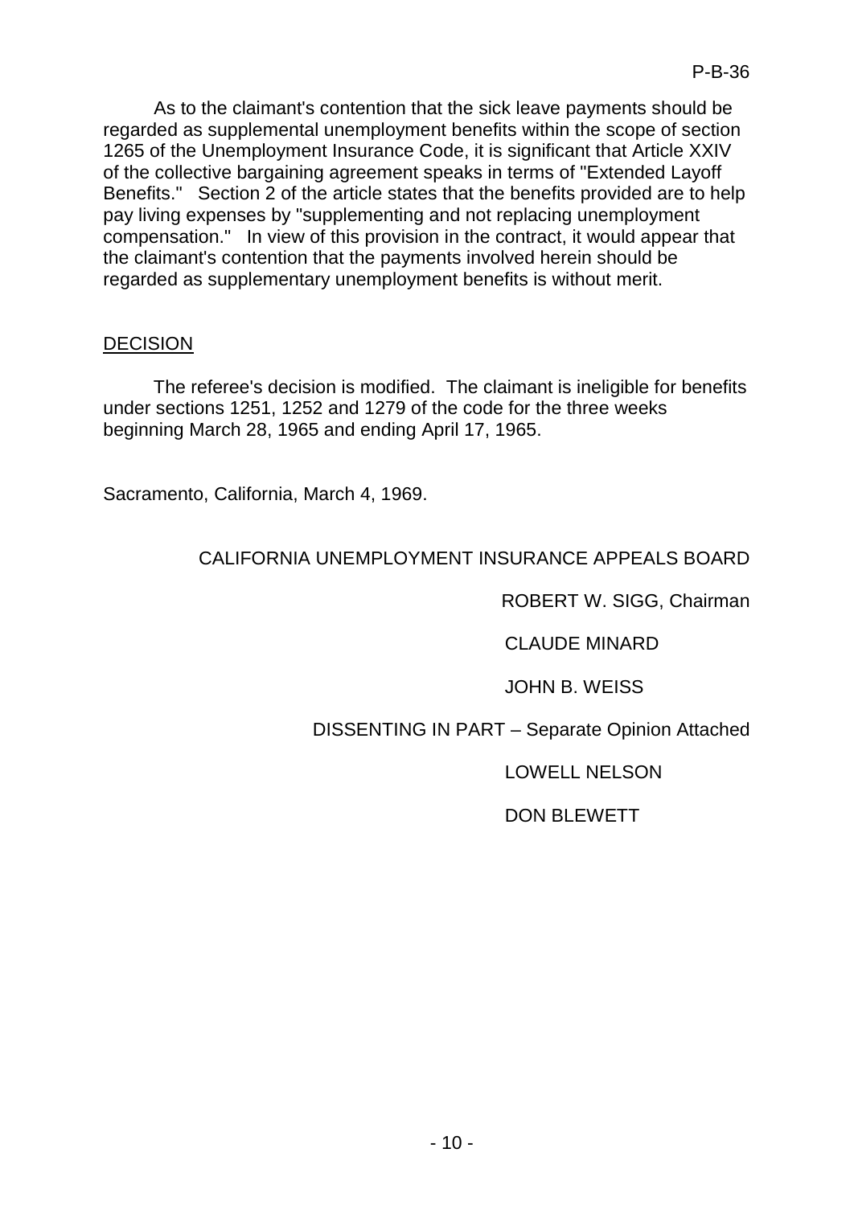As to the claimant's contention that the sick leave payments should be regarded as supplemental unemployment benefits within the scope of section 1265 of the Unemployment Insurance Code, it is significant that Article XXIV of the collective bargaining agreement speaks in terms of "Extended Layoff Benefits." Section 2 of the article states that the benefits provided are to help pay living expenses by "supplementing and not replacing unemployment compensation." In view of this provision in the contract, it would appear that the claimant's contention that the payments involved herein should be regarded as supplementary unemployment benefits is without merit.

## DECISION

The referee's decision is modified. The claimant is ineligible for benefits under sections 1251, 1252 and 1279 of the code for the three weeks beginning March 28, 1965 and ending April 17, 1965.

Sacramento, California, March 4, 1969.

CALIFORNIA UNEMPLOYMENT INSURANCE APPEALS BOARD

ROBERT W. SIGG, Chairman

CLAUDE MINARD

JOHN B. WEISS

DISSENTING IN PART – Separate Opinion Attached

LOWELL NELSON

DON BLEWETT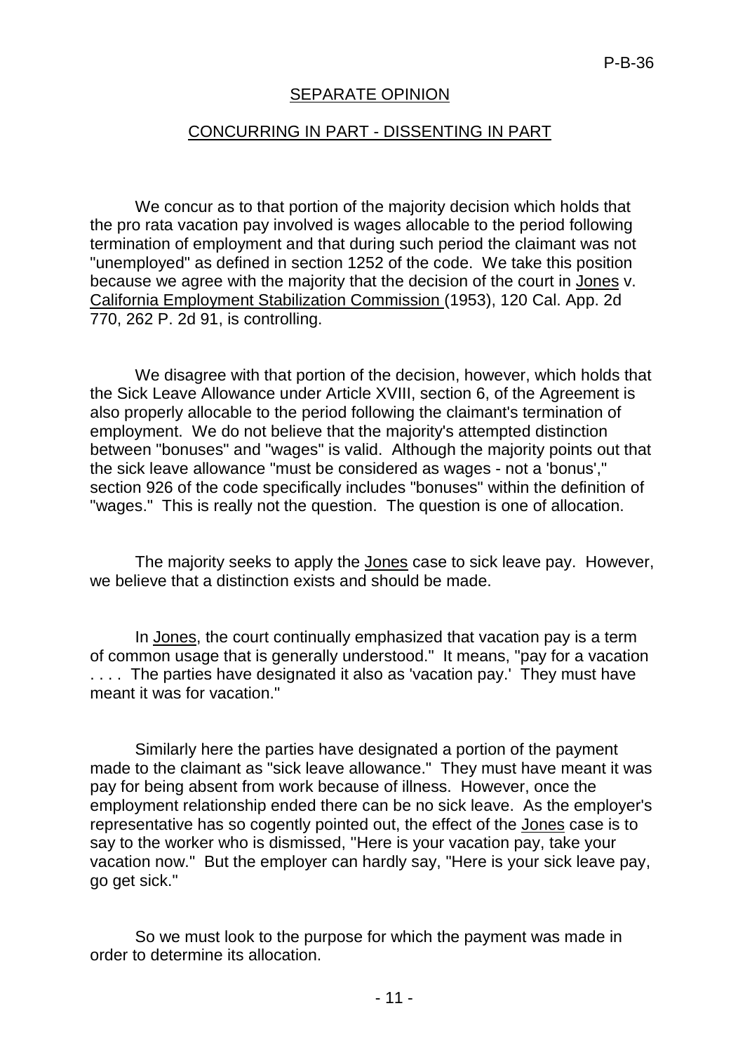## SEPARATE OPINION

## CONCURRING IN PART - DISSENTING IN PART

We concur as to that portion of the majority decision which holds that the pro rata vacation pay involved is wages allocable to the period following termination of employment and that during such period the claimant was not "unemployed" as defined in section 1252 of the code. We take this position because we agree with the majority that the decision of the court in Jones v. California Employment Stabilization Commission (1953), 120 Cal. App. 2d 770, 262 P. 2d 91, is controlling.

We disagree with that portion of the decision, however, which holds that the Sick Leave Allowance under Article XVIII, section 6, of the Agreement is also properly allocable to the period following the claimant's termination of employment. We do not believe that the majority's attempted distinction between "bonuses" and "wages" is valid. Although the majority points out that the sick leave allowance "must be considered as wages - not a 'bonus'," section 926 of the code specifically includes "bonuses" within the definition of "wages." This is really not the question. The question is one of allocation.

The majority seeks to apply the Jones case to sick leave pay. However, we believe that a distinction exists and should be made.

In Jones, the court continually emphasized that vacation pay is a term of common usage that is generally understood." It means, "pay for a vacation . . . . The parties have designated it also as 'vacation pay.' They must have meant it was for vacation."

Similarly here the parties have designated a portion of the payment made to the claimant as "sick leave allowance." They must have meant it was pay for being absent from work because of illness. However, once the employment relationship ended there can be no sick leave. As the employer's representative has so cogently pointed out, the effect of the Jones case is to say to the worker who is dismissed, "Here is your vacation pay, take your vacation now." But the employer can hardly say, "Here is your sick leave pay, go get sick."

So we must look to the purpose for which the payment was made in order to determine its allocation.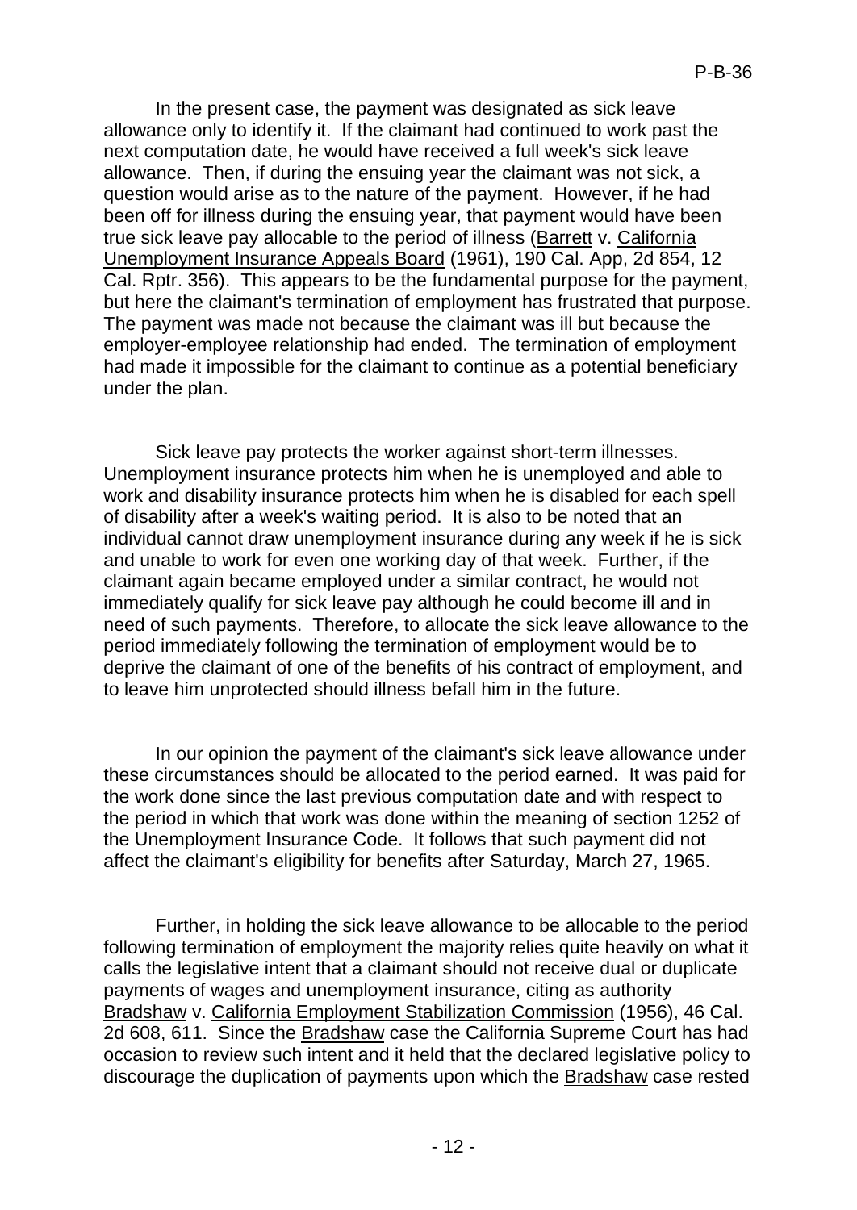In the present case, the payment was designated as sick leave allowance only to identify it. If the claimant had continued to work past the next computation date, he would have received a full week's sick leave allowance. Then, if during the ensuing year the claimant was not sick, a question would arise as to the nature of the payment. However, if he had been off for illness during the ensuing year, that payment would have been true sick leave pay allocable to the period of illness (Barrett v. California Unemployment Insurance Appeals Board (1961), 190 Cal. App, 2d 854, 12 Cal. Rptr. 356). This appears to be the fundamental purpose for the payment, but here the claimant's termination of employment has frustrated that purpose. The payment was made not because the claimant was ill but because the employer-employee relationship had ended. The termination of employment had made it impossible for the claimant to continue as a potential beneficiary under the plan.

Sick leave pay protects the worker against short-term illnesses. Unemployment insurance protects him when he is unemployed and able to work and disability insurance protects him when he is disabled for each spell of disability after a week's waiting period. It is also to be noted that an individual cannot draw unemployment insurance during any week if he is sick and unable to work for even one working day of that week. Further, if the claimant again became employed under a similar contract, he would not immediately qualify for sick leave pay although he could become ill and in need of such payments. Therefore, to allocate the sick leave allowance to the period immediately following the termination of employment would be to deprive the claimant of one of the benefits of his contract of employment, and to leave him unprotected should illness befall him in the future.

In our opinion the payment of the claimant's sick leave allowance under these circumstances should be allocated to the period earned. It was paid for the work done since the last previous computation date and with respect to the period in which that work was done within the meaning of section 1252 of the Unemployment Insurance Code. It follows that such payment did not affect the claimant's eligibility for benefits after Saturday, March 27, 1965.

Further, in holding the sick leave allowance to be allocable to the period following termination of employment the majority relies quite heavily on what it calls the legislative intent that a claimant should not receive dual or duplicate payments of wages and unemployment insurance, citing as authority Bradshaw v. California Employment Stabilization Commission (1956), 46 Cal. 2d 608, 611. Since the Bradshaw case the California Supreme Court has had occasion to review such intent and it held that the declared legislative policy to discourage the duplication of payments upon which the Bradshaw case rested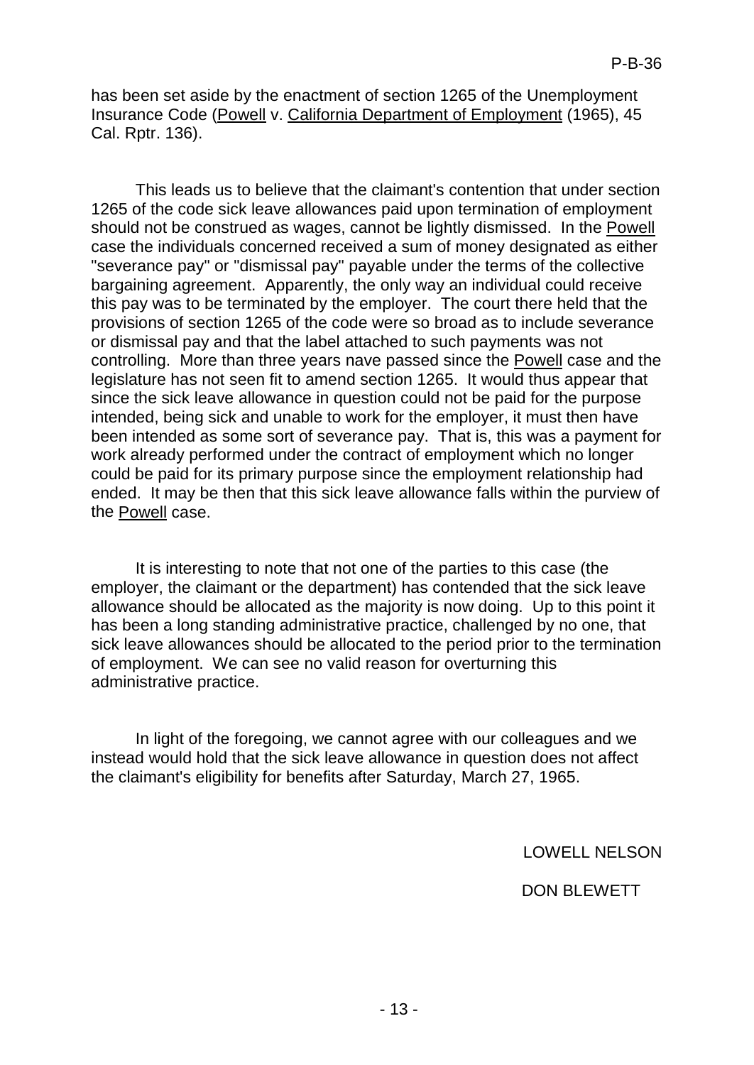has been set aside by the enactment of section 1265 of the Unemployment Insurance Code (Powell v. California Department of Employment (1965), 45 Cal. Rptr. 136).

This leads us to believe that the claimant's contention that under section 1265 of the code sick leave allowances paid upon termination of employment should not be construed as wages, cannot be lightly dismissed. In the Powell case the individuals concerned received a sum of money designated as either "severance pay" or "dismissal pay" payable under the terms of the collective bargaining agreement. Apparently, the only way an individual could receive this pay was to be terminated by the employer. The court there held that the provisions of section 1265 of the code were so broad as to include severance or dismissal pay and that the label attached to such payments was not controlling. More than three years nave passed since the Powell case and the legislature has not seen fit to amend section 1265. It would thus appear that since the sick leave allowance in question could not be paid for the purpose intended, being sick and unable to work for the employer, it must then have been intended as some sort of severance pay. That is, this was a payment for work already performed under the contract of employment which no longer could be paid for its primary purpose since the employment relationship had ended. It may be then that this sick leave allowance falls within the purview of the Powell case.

It is interesting to note that not one of the parties to this case (the employer, the claimant or the department) has contended that the sick leave allowance should be allocated as the majority is now doing. Up to this point it has been a long standing administrative practice, challenged by no one, that sick leave allowances should be allocated to the period prior to the termination of employment. We can see no valid reason for overturning this administrative practice.

In light of the foregoing, we cannot agree with our colleagues and we instead would hold that the sick leave allowance in question does not affect the claimant's eligibility for benefits after Saturday, March 27, 1965.

LOWELL NELSON

DON BLEWETT